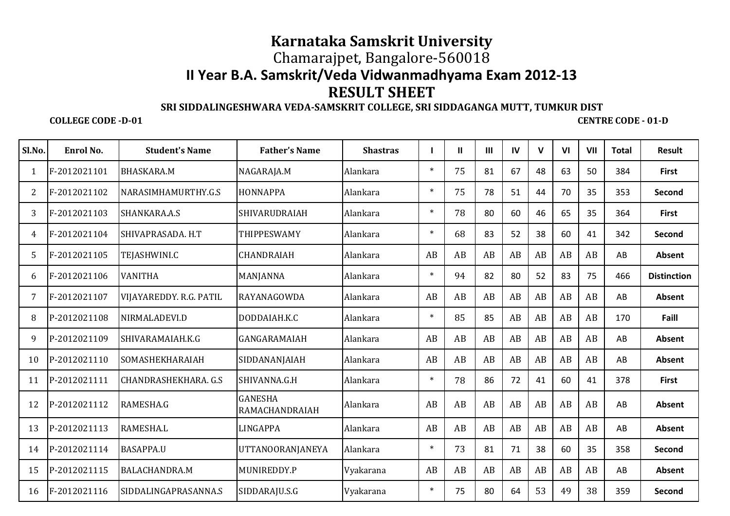# Karnataka Samskrit University

Chamarajpet, Bangalore-560018

## II Year B.A. Samskrit/Veda Vidwanmadhyama Exam 2012-13

## RESULT SHEET

**SRI SIDDALINGESHWARA VEDA-SAMSKRIT COLLEGE, SRI SIDDAGANGA MUTT, TUMKUR DIST**

**COLLEGE CODE -D-01** **CENTRE CODE - 01-D**

| Sl.No. | Enrol No. | Student's Name | Father's Name | Shastras | I | II | III | IV | V | VI | VII | Total | Result |
|---|---|---|---|---|---|---|---|---|---|---|---|---|---|
| 1 | F-2012021101 | BHASKARA.M | NAGARAJA.M | Alankara | * | 75 | 81 | 67 | 48 | 63 | 50 | 384 | **First** |
| 2 | F-2012021102 | NARASIMHAMURTHY.G.S | HONNAPPA | Alankara | * | 75 | 78 | 51 | 44 | 70 | 35 | 353 | **Second** |
| 3 | F-2012021103 | SHANKARA.A.S | SHIVARUDRAIAH | Alankara | * | 78 | 80 | 60 | 46 | 65 | 35 | 364 | **First** |
| 4 | F-2012021104 | SHIVAPRASADA. H.T | THIPPESWAMY | Alankara | * | 68 | 83 | 52 | 38 | 60 | 41 | 342 | **Second** |
| 5 | F-2012021105 | TEJASHWINI.C | CHANDRAIAH | Alankara | AB | AB | AB | AB | AB | AB | AB | AB | **Absent** |
| 6 | F-2012021106 | VANITHA | MANJANNA | Alankara | * | 94 | 82 | 80 | 52 | 83 | 75 | 466 | **Distinction** |
| 7 | F-2012021107 | VIJAYAREDDY. R.G. PATIL | RAYANAGOWDA | Alankara | AB | AB | AB | AB | AB | AB | AB | AB | **Absent** |
| 8 | P-2012021108 | NIRMALADEVI.D | DODDAIAH.K.C | Alankara | * | 85 | 85 | AB | AB | AB | AB | 170 | **Faill** |
| 9 | P-2012021109 | SHIVARAMAIAH.K.G | GANGARAMAIAH | Alankara | AB | AB | AB | AB | AB | AB | AB | AB | **Absent** |
| 10 | P-2012021110 | SOMASHEKHARAIAH | SIDDANANJAIAH | Alankara | AB | AB | AB | AB | AB | AB | AB | AB | **Absent** |
| 11 | P-2012021111 | CHANDRASHEKHARA. G.S | SHIVANNA.G.H | Alankara | * | 78 | 86 | 72 | 41 | 60 | 41 | 378 | **First** |
| 12 | P-2012021112 | RAMESHA.G | GANESHA RAMACHANDRAIAH | Alankara | AB | AB | AB | AB | AB | AB | AB | AB | **Absent** |
| 13 | P-2012021113 | RAMESHA.L | LINGAPPA | Alankara | AB | AB | AB | AB | AB | AB | AB | AB | **Absent** |
| 14 | P-2012021114 | BASAPPA.U | UTTANOORANJANEYA | Alankara | * | 73 | 81 | 71 | 38 | 60 | 35 | 358 | **Second** |
| 15 | P-2012021115 | BALACHANDRA.M | MUNIREDDY.P | Vyakarana | AB | AB | AB | AB | AB | AB | AB | AB | **Absent** |
| 16 | F-2012021116 | SIDDALINGAPRASANNA.S | SIDDARAJU.S.G | Vyakarana | * | 75 | 80 | 64 | 53 | 49 | 38 | 359 | **Second** |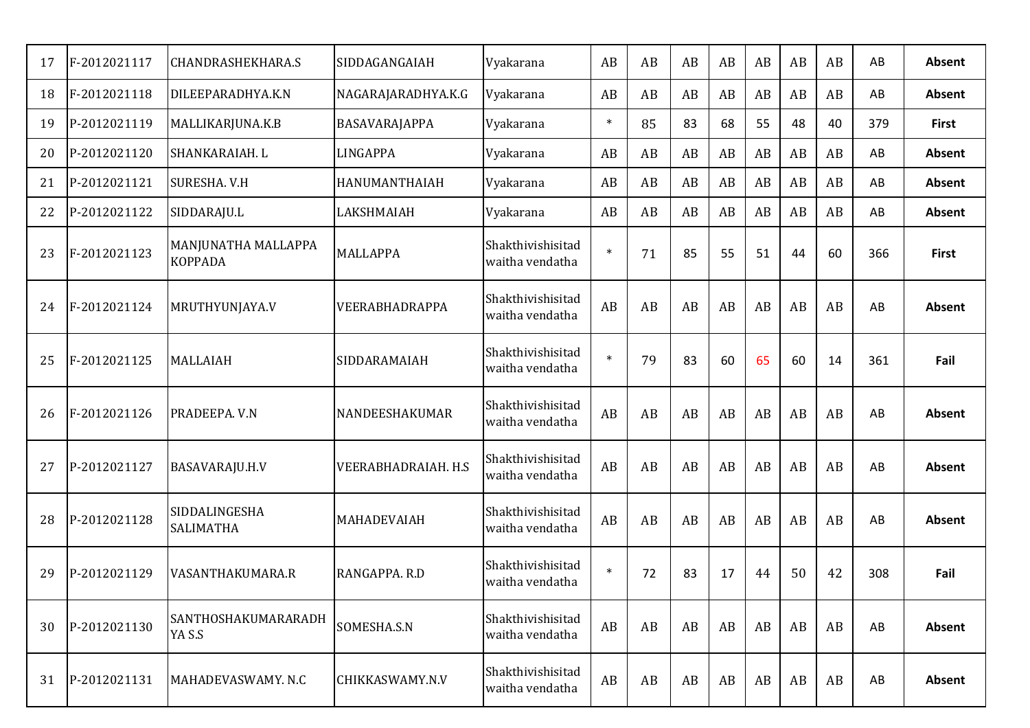| | | | | | | | | | | | | | |
|---|---|---|---|---|---|---|---|---|---|---|---|---|---|
| 17 | F-2012021117 | CHANDRASHEKHARA.S | SIDDAGANGAIAH | Vyakarana | AB | AB | AB | AB | AB | AB | AB | AB | **Absent** |
| 18 | F-2012021118 | DILEEPARADHYA.K.N | NAGARAJARADHYA.K.G | Vyakarana | AB | AB | AB | AB | AB | AB | AB | AB | **Absent** |
| 19 | P-2012021119 | MALLIKARJUNA.K.B | BASAVARAJAPPA | Vyakarana | * | 85 | 83 | 68 | 55 | 48 | 40 | 379 | **First** |
| 20 | P-2012021120 | SHANKARAIAH. L | LINGAPPA | Vyakarana | AB | AB | AB | AB | AB | AB | AB | AB | **Absent** |
| 21 | P-2012021121 | SURESHA. V.H | HANUMANTHAIAH | Vyakarana | AB | AB | AB | AB | AB | AB | AB | AB | **Absent** |
| 22 | P-2012021122 | SIDDARAJU.L | LAKSHMAIAH | Vyakarana | AB | AB | AB | AB | AB | AB | AB | AB | **Absent** |
| 23 | F-2012021123 | MANJUNATHA MALLAPPA KOPPADA | MALLAPPA | Shakthivishisitad waitha vendatha | * | 71 | 85 | 55 | 51 | 44 | 60 | 366 | **First** |
| 24 | F-2012021124 | MRUTHYUNJAYA.V | VEERABHADRAPPA | Shakthivishisitad waitha vendatha | AB | AB | AB | AB | AB | AB | AB | AB | **Absent** |
| 25 | F-2012021125 | MALLAIAH | SIDDARAMAIAH | Shakthivishisitad waitha vendatha | * | 79 | 83 | 60 | 65 | 60 | 14 | 361 | **Fail** |
| 26 | F-2012021126 | PRADEEPA. V.N | NANDEESHAKUMAR | Shakthivishisitad waitha vendatha | AB | AB | AB | AB | AB | AB | AB | AB | **Absent** |
| 27 | P-2012021127 | BASAVARAJU.H.V | VEERABHADRAIAH. H.S | Shakthivishisitad waitha vendatha | AB | AB | AB | AB | AB | AB | AB | AB | **Absent** |
| 28 | P-2012021128 | SIDDALINGESHA SALIMATHA | MAHADEVAIAH | Shakthivishisitad waitha vendatha | AB | AB | AB | AB | AB | AB | AB | AB | **Absent** |
| 29 | P-2012021129 | VASANTHAKUMARA.R | RANGAPPA. R.D | Shakthivishisitad waitha vendatha | * | 72 | 83 | 17 | 44 | 50 | 42 | 308 | **Fail** |
| 30 | P-2012021130 | SANTHOSHAKUMARARADH YA S.S | SOMESHA.S.N | Shakthivishisitad waitha vendatha | AB | AB | AB | AB | AB | AB | AB | AB | **Absent** |
| 31 | P-2012021131 | MAHADEVASWAMY. N.C | CHIKKASWAMY.N.V | Shakthivishisitad waitha vendatha | AB | AB | AB | AB | AB | AB | AB | AB | **Absent** |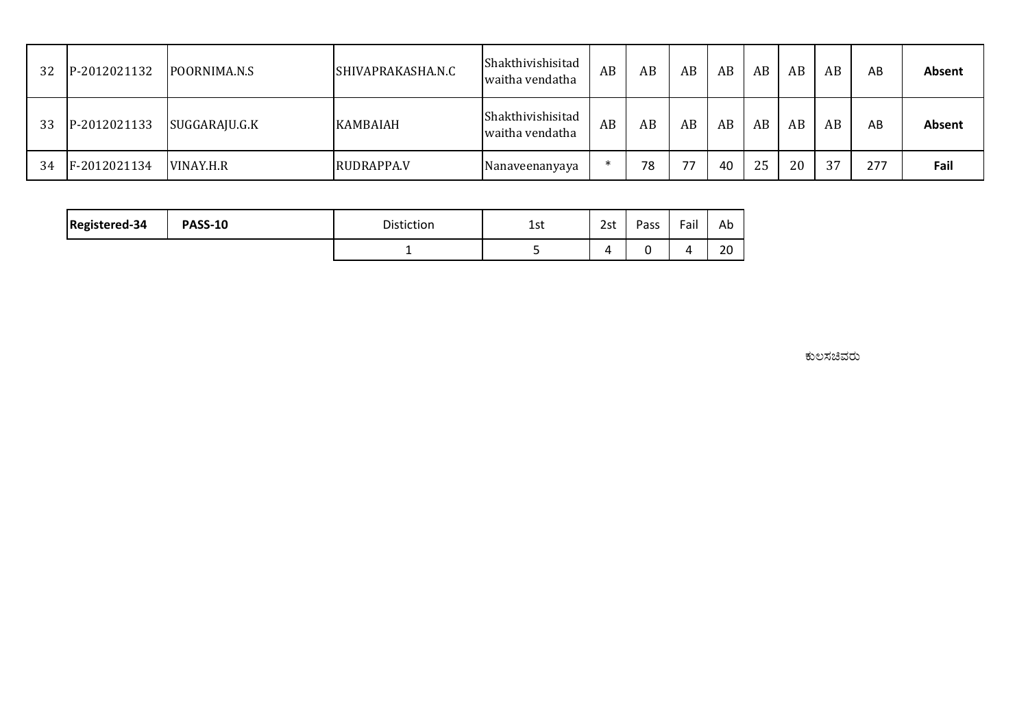| | | | | | | | | | | | | | |
|---|---|---|---|---|---|---|---|---|---|---|---|---|---|
| 32 | P-2012021132 | POORNIMA.N.S | SHIVAPRAKASHA.N.C | Shakthivishisitad waitha vendatha | AB | AB | AB | AB | AB | AB | AB | AB | **Absent** |
| 33 | P-2012021133 | SUGGARAJU.G.K | KAMBAIAH | Shakthivishisitad waitha vendatha | AB | AB | AB | AB | AB | AB | AB | AB | **Absent** |
| 34 | F-2012021134 | VINAY.H.R | RUDRAPPA.V | Nanaveenanyaya | * | 78 | 77 | 40 | 25 | 20 | 37 | 277 | **Fail** |

| **Registered-34** | **PASS-10** | Distiction | 1st | 2st | Pass | Fail | Ab |
|---|---|---|---|---|---|---|---|
| | | 1 | 5 | 4 | 0 | 4 | 20 |

ಕುಲಸಚಿವರು